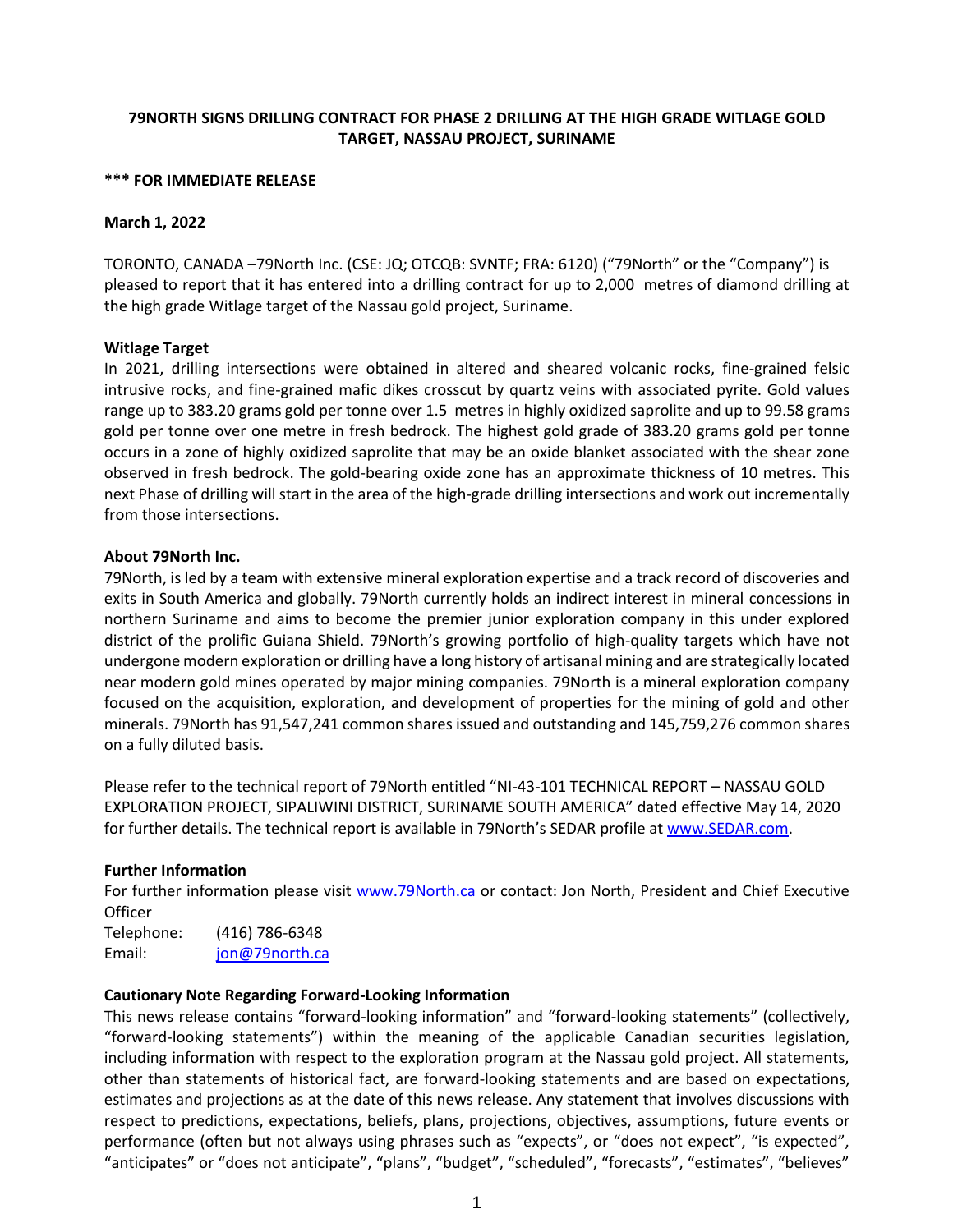# 79NORTH SIGNS DRILLING CONTRACT FOR PHASE 2 DRILLING AT THE HIGH GRADE WITLAGE GOLD TARGET, NASSAU PROJECT, SURINAME

**\*\*\* FOR IMMEDIATE RELEASE**

**March 1, 2022**

TORONTO, CANADA –79North Inc. (CSE: JQ; OTCQB: SVNTF; FRA: 6120) ("79North" or the "Company") is pleased to report that it has entered into a drilling contract for up to 2,000 metres of diamond drilling at the high grade Witlage target of the Nassau gold project, Suriname.

**Witlage Target**

In 2021, drilling intersections were obtained in altered and sheared volcanic rocks, fine-grained felsic intrusive rocks, and fine-grained mafic dikes crosscut by quartz veins with associated pyrite. Gold values range up to 383.20 grams gold per tonne over 1.5 metres in highly oxidized saprolite and up to 99.58 grams gold per tonne over one metre in fresh bedrock. The highest gold grade of 383.20 grams gold per tonne occurs in a zone of highly oxidized saprolite that may be an oxide blanket associated with the shear zone observed in fresh bedrock. The gold-bearing oxide zone has an approximate thickness of 10 metres. This next Phase of drilling will start in the area of the high-grade drilling intersections and work out incrementally from those intersections.

**About 79North Inc.**

79North, is led by a team with extensive mineral exploration expertise and a track record of discoveries and exits in South America and globally. 79North currently holds an indirect interest in mineral concessions in northern Suriname and aims to become the premier junior exploration company in this under explored district of the prolific Guiana Shield. 79North's growing portfolio of high-quality targets which have not undergone modern exploration or drilling have a long history of artisanal mining and are strategically located near modern gold mines operated by major mining companies. 79North is a mineral exploration company focused on the acquisition, exploration, and development of properties for the mining of gold and other minerals. 79North has 91,547,241 common shares issued and outstanding and 145,759,276 common shares on a fully diluted basis.

Please refer to the technical report of 79North entitled "NI-43-101 TECHNICAL REPORT – NASSAU GOLD EXPLORATION PROJECT, SIPALIWINI DISTRICT, SURINAME SOUTH AMERICA" dated effective May 14, 2020 for further details. The technical report is available in 79North's SEDAR profile at www.SEDAR.com.

**Further Information**

For further information please visit www.79North.ca or contact: Jon North, President and Chief Executive Officer

Telephone: (416) 786-6348
Email: jon@79north.ca

**Cautionary Note Regarding Forward-Looking Information**

This news release contains "forward-looking information" and "forward-looking statements" (collectively, "forward-looking statements") within the meaning of the applicable Canadian securities legislation, including information with respect to the exploration program at the Nassau gold project. All statements, other than statements of historical fact, are forward-looking statements and are based on expectations, estimates and projections as at the date of this news release. Any statement that involves discussions with respect to predictions, expectations, beliefs, plans, projections, objectives, assumptions, future events or performance (often but not always using phrases such as "expects", or "does not expect", "is expected", "anticipates" or "does not anticipate", "plans", "budget", "scheduled", "forecasts", "estimates", "believes"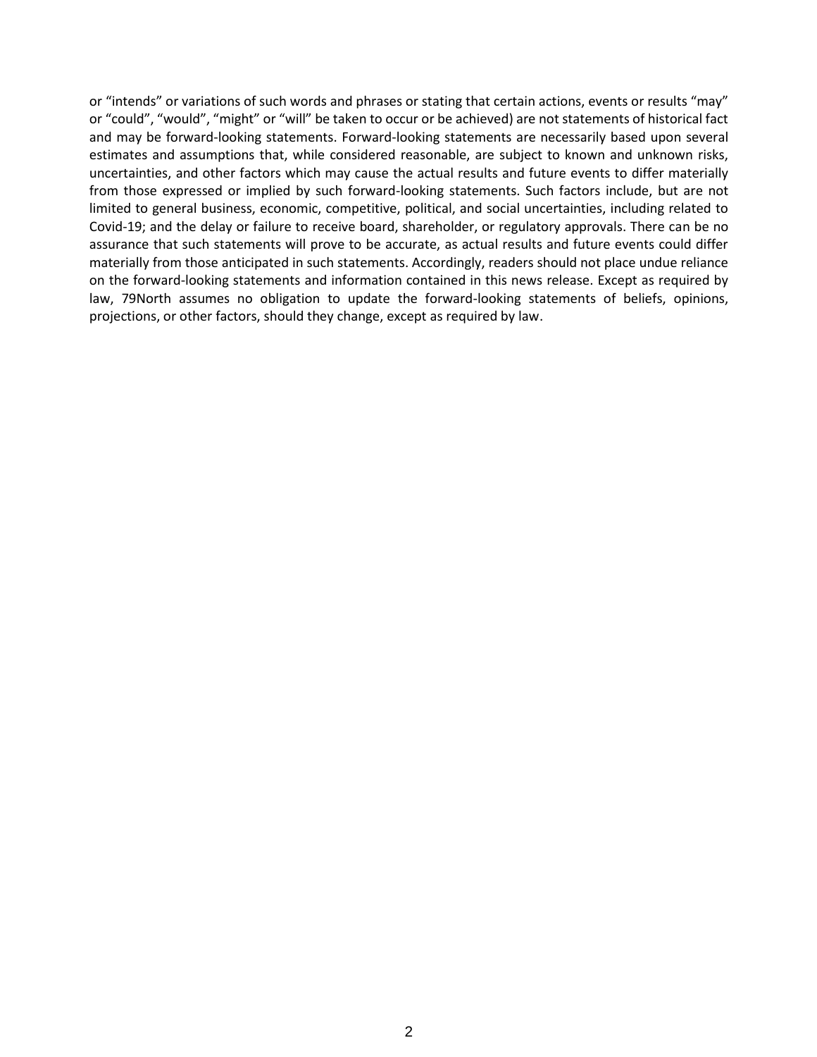or “intends” or variations of such words and phrases or stating that certain actions, events or results “may” or “could”, “would”, “might” or “will” be taken to occur or be achieved) are not statements of historical fact and may be forward-looking statements. Forward-looking statements are necessarily based upon several estimates and assumptions that, while considered reasonable, are subject to known and unknown risks, uncertainties, and other factors which may cause the actual results and future events to differ materially from those expressed or implied by such forward-looking statements. Such factors include, but are not limited to general business, economic, competitive, political, and social uncertainties, including related to Covid-19; and the delay or failure to receive board, shareholder, or regulatory approvals. There can be no assurance that such statements will prove to be accurate, as actual results and future events could differ materially from those anticipated in such statements. Accordingly, readers should not place undue reliance on the forward-looking statements and information contained in this news release. Except as required by law, 79North assumes no obligation to update the forward-looking statements of beliefs, opinions, projections, or other factors, should they change, except as required by law.